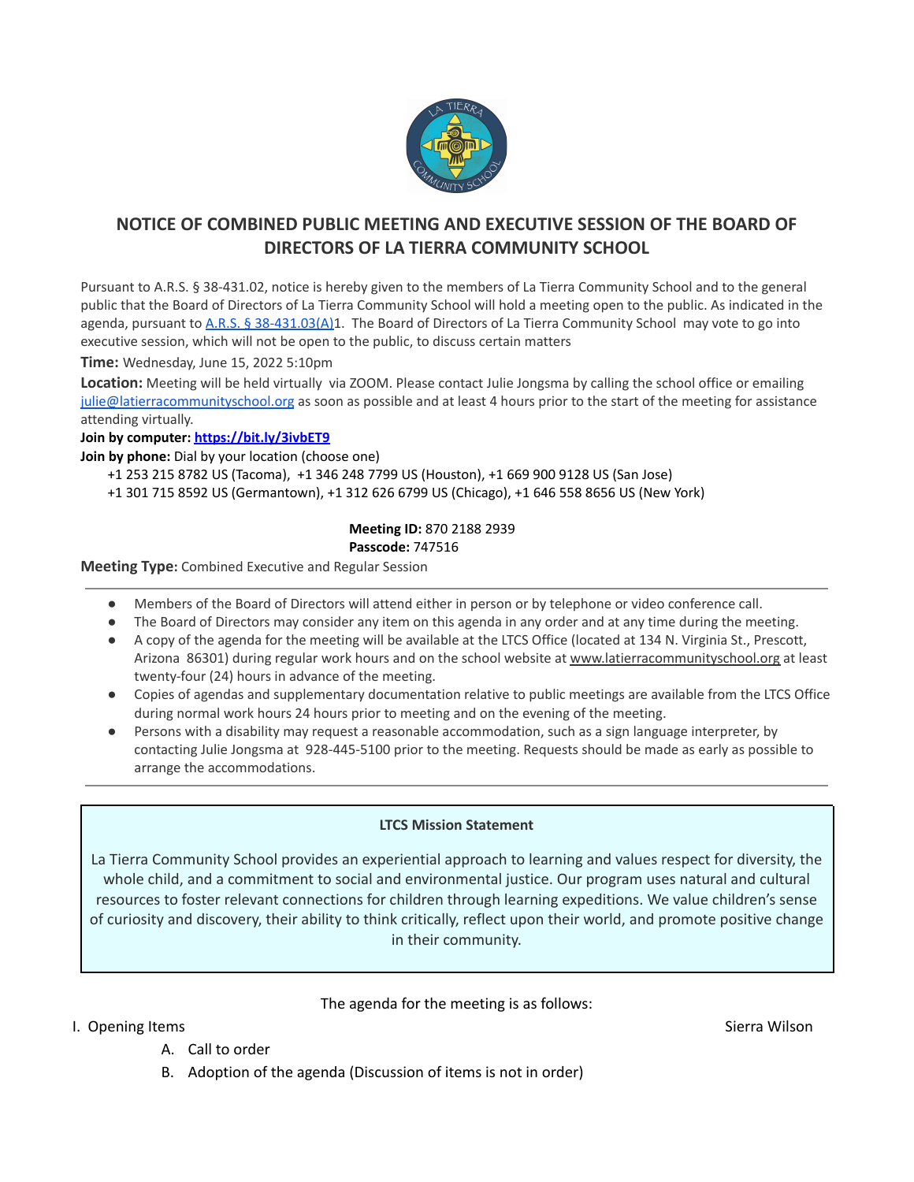# NOTICE OF COMBINED PUBLIC MEETING AND EXECUTIVE SESSION OF THE BOARD OF DIRECTORS OF LA TIERRA COMMUNITY SCHOOL

Pursuant to A.R.S. § 38-431.02, notice is hereby given to the members of La Tierra Community School and to the general public that the Board of Directors of La Tierra Community School will hold a meeting open to the public. As indicated in the agenda, pursuant to [A.R.S. § 38-431.03(A)](A.R.S. § 38-431.03(A))1. The Board of Directors of La Tierra Community School may vote to go into executive session, which will not be open to the public, to discuss certain matters

**Time:** Wednesday, June 15, 2022 5:10pm

**Location:** Meeting will be held virtually via ZOOM. Please contact Julie Jongsma by calling the school office or emailing julie@latierracommunityschool.org as soon as possible and at least 4 hours prior to the start of the meeting for assistance attending virtually.

**Join by computer: https://bit.ly/3ivbET9**

**Join by phone:** Dial by your location (choose one)

+1 253 215 8782 US (Tacoma), +1 346 248 7799 US (Houston), +1 669 900 9128 US (San Jose)
+1 301 715 8592 US (Germantown), +1 312 626 6799 US (Chicago), +1 646 558 8656 US (New York)

**Meeting ID:** 870 2188 2939
**Passcode:** 747516

**Meeting Type:** Combined Executive and Regular Session

---

- Members of the Board of Directors will attend either in person or by telephone or video conference call.
- The Board of Directors may consider any item on this agenda in any order and at any time during the meeting.
- A copy of the agenda for the meeting will be available at the LTCS Office (located at 134 N. Virginia St., Prescott, Arizona 86301) during regular work hours and on the school website at www.latierracommunityschool.org at least twenty-four (24) hours in advance of the meeting.
- Copies of agendas and supplementary documentation relative to public meetings are available from the LTCS Office during normal work hours 24 hours prior to meeting and on the evening of the meeting.
- Persons with a disability may request a reasonable accommodation, such as a sign language interpreter, by contacting Julie Jongsma at 928-445-5100 prior to the meeting. Requests should be made as early as possible to arrange the accommodations.

---

**LTCS Mission Statement**

La Tierra Community School provides an experiential approach to learning and values respect for diversity, the whole child, and a commitment to social and environmental justice. Our program uses natural and cultural resources to foster relevant connections for children through learning expeditions. We value children's sense of curiosity and discovery, their ability to think critically, reflect upon their world, and promote positive change in their community.

The agenda for the meeting is as follows:

I. Opening Items — Sierra Wilson

A. Call to order
B. Adoption of the agenda (Discussion of items is not in order)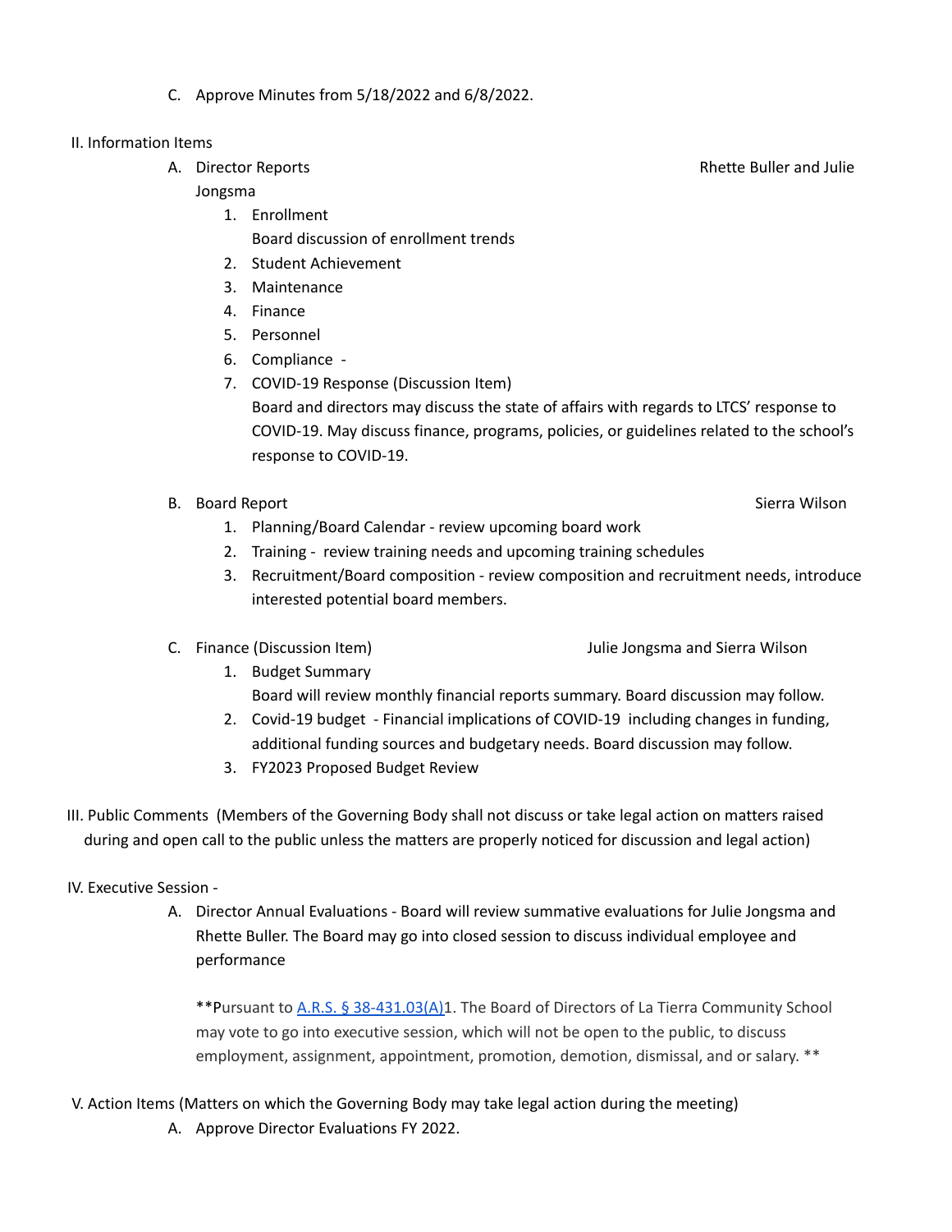C. Approve Minutes from 5/18/2022 and 6/8/2022.

II. Information Items

A. Director Reports — Rhette Buller and Julie Jongsma

1. Enrollment
   Board discussion of enrollment trends
2. Student Achievement
3. Maintenance
4. Finance
5. Personnel
6. Compliance -
7. COVID-19 Response (Discussion Item)
   Board and directors may discuss the state of affairs with regards to LTCS' response to COVID-19. May discuss finance, programs, policies, or guidelines related to the school's response to COVID-19.

B. Board Report — Sierra Wilson

1. Planning/Board Calendar - review upcoming board work
2. Training - review training needs and upcoming training schedules
3. Recruitment/Board composition - review composition and recruitment needs, introduce interested potential board members.

C. Finance (Discussion Item) — Julie Jongsma and Sierra Wilson

1. Budget Summary
   Board will review monthly financial reports summary. Board discussion may follow.
2. Covid-19 budget - Financial implications of COVID-19 including changes in funding, additional funding sources and budgetary needs. Board discussion may follow.
3. FY2023 Proposed Budget Review

III. Public Comments (Members of the Governing Body shall not discuss or take legal action on matters raised during and open call to the public unless the matters are properly noticed for discussion and legal action)

IV. Executive Session -

A. Director Annual Evaluations - Board will review summative evaluations for Julie Jongsma and Rhette Buller. The Board may go into closed session to discuss individual employee and performance

**Pursuant to A.R.S. § 38-431.03(A)1. The Board of Directors of La Tierra Community School may vote to go into executive session, which will not be open to the public, to discuss employment, assignment, appointment, promotion, demotion, dismissal, and or salary. **

V. Action Items (Matters on which the Governing Body may take legal action during the meeting)

A. Approve Director Evaluations FY 2022.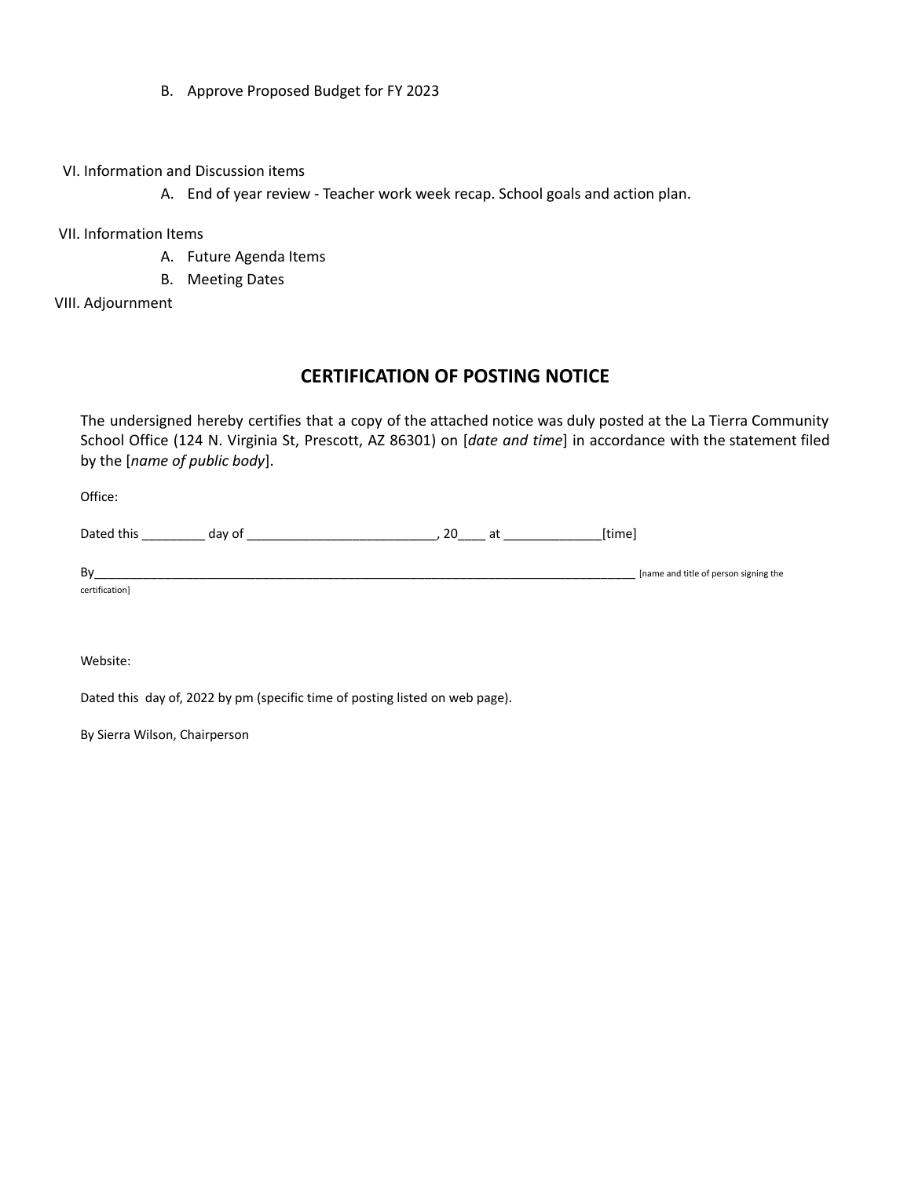B. Approve Proposed Budget for FY 2023

VI. Information and Discussion items

A. End of year review - Teacher work week recap. School goals and action plan.

VII. Information Items

A. Future Agenda Items
B. Meeting Dates

VIII. Adjournment

## CERTIFICATION OF POSTING NOTICE

The undersigned hereby certifies that a copy of the attached notice was duly posted at the La Tierra Community School Office (124 N. Virginia St, Prescott, AZ 86301) on [*date and time*] in accordance with the statement filed by the [*name of public body*].

Office:

Dated this _________ day of ___________________________, 20____ at ______________[time]

By_____________________________________________________________________________ [name and title of person signing the certification]

Website:

Dated this  day of, 2022 by pm (specific time of posting listed on web page).

By Sierra Wilson, Chairperson